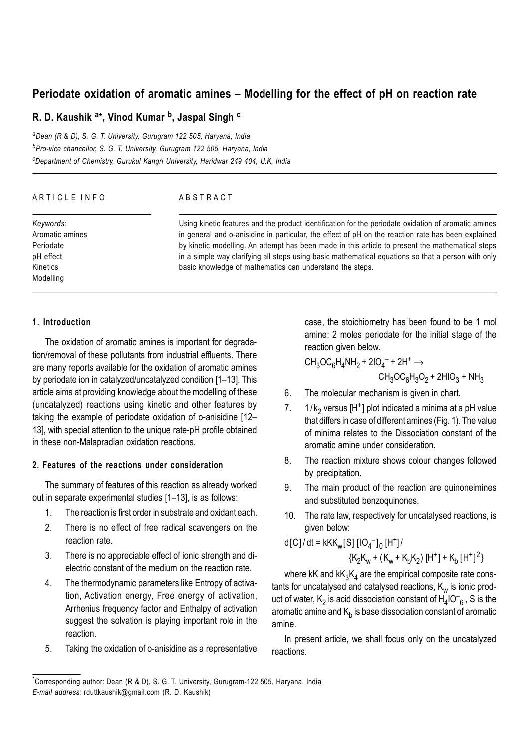# Periodate oxidation of aromatic amines – Modelling for the effect of pH on reaction rate

**R. D. Kaushik [a]*, Vinod Kumar [b], Jaspal Singh [c]**

[a] *Dean (R & D), S. G. T. University, Gurugram 122 505, Haryana, India*

[b] *Pro-vice chancellor, S. G. T. University, Gurugram 122 505, Haryana, India*

[c] *Department of Chemistry, Gurukul Kangri University, Haridwar 249 404, U.K, India*

---

ARTICLE INFO

*Keywords:*
Aromatic amines
Periodate
pH effect
Kinetics
Modelling

ABSTRACT

Using kinetic features and the product identification for the periodate oxidation of aromatic amines in general and o-anisidine in particular, the effect of pH on the reaction rate has been explained by kinetic modelling. An attempt has been made in this article to present the mathematical steps in a simple way clarifying all steps using basic mathematical equations so that a person with only basic knowledge of mathematics can understand the steps.

---

## 1. Introduction

The oxidation of aromatic amines is important for degradation/removal of these pollutants from industrial effluents. There are many reports available for the oxidation of aromatic amines by periodate ion in catalyzed/uncatalyzed condition [1–13]. This article aims at providing knowledge about the modelling of these (uncatalyzed) reactions using kinetic and other features by taking the example of periodate oxidation of o-anisidine [12–13], with special attention to the unique rate-pH profile obtained in these non-Malapradian oxidation reactions.

## 2. Features of the reactions under consideration

The summary of features of this reaction as already worked out in separate experimental studies [1–13], is as follows:

1. The reaction is first order in substrate and oxidant each.
2. There is no effect of free radical scavengers on the reaction rate.
3. There is no appreciable effect of ionic strength and dielectric constant of the medium on the reaction rate.
4. The thermodynamic parameters like Entropy of activation, Activation energy, Free energy of activation, Arrhenius frequency factor and Enthalpy of activation suggest the solvation is playing important role in the reaction.
5. Taking the oxidation of o-anisidine as a representative case, the stoichiometry has been found to be 1 mol amine: 2 moles periodate for the initial stage of the reaction given below.

$$CH_3OC_6H_4NH_2 + 2IO_4^- + 2H^+ \rightarrow CH_3OC_6H_3O_2 + 2HIO_3 + NH_3$$

6. The molecular mechanism is given in chart.
7. $1/k_2$ versus $[H^+]$ plot indicated a minima at a pH value that differs in case of different amines (Fig. 1). The value of minima relates to the Dissociation constant of the aromatic amine under consideration.
8. The reaction mixture shows colour changes followed by precipitation.
9. The main product of the reaction are quinoneimines and substituted benzoquinones.
10. The rate law, respectively for uncatalysed reactions, is given below:

$$d[C]/dt = kKK_w[S][IO_4^-]_0[H^+] / \{K_2K_w + (K_w + K_bK_2)[H^+] + K_b[H^+]^2\}$$

where kK and $kK_3K_4$ are the empirical composite rate constants for uncatalysed and catalysed reactions, $K_w$ is ionic product of water, $K_2$ is acid dissociation constant of $H_4IO_6^-$, S is the aromatic amine and $K_b$ is base dissociation constant of aromatic amine.

In present article, we shall focus only on the uncatalyzed reactions.

---

*Corresponding author: Dean (R & D), S. G. T. University, Gurugram-122 505, Haryana, India
*E-mail address:* rduttkaushik@gmail.com (R. D. Kaushik)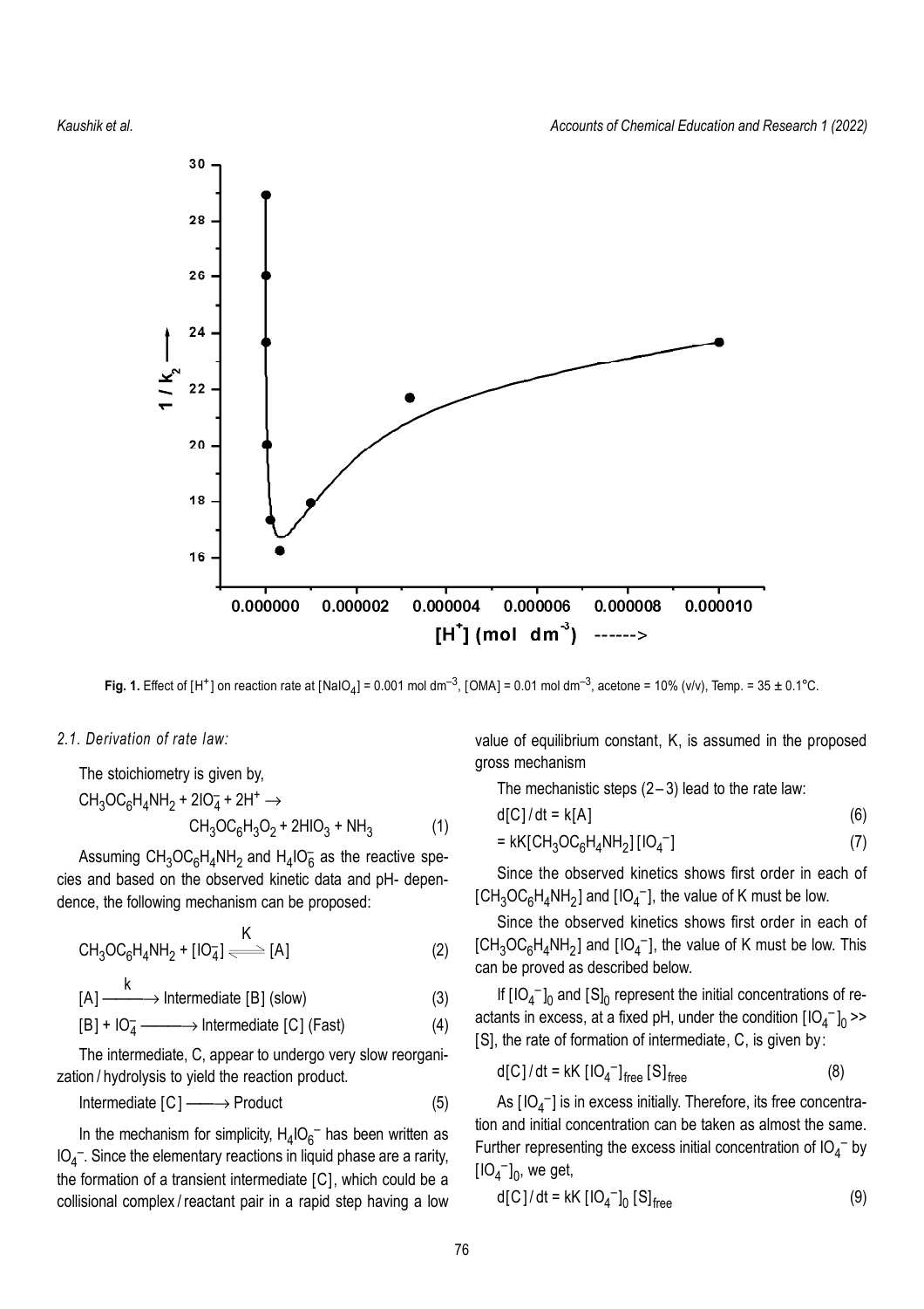**Fig. 1.** Effect of $[H^+]$ on reaction rate at $[NaIO_4] = 0.001$ mol dm$^{-3}$, [OMA] = 0.01 mol dm$^{-3}$, acetone = 10% (v/v), Temp. = 35 ± 0.1°C.

### *2.1. Derivation of rate law:*

The stoichiometry is given by,

$$CH_3OC_6H_4NH_2 + 2IO_4^- + 2H^+ \rightarrow CH_3OC_6H_3O_2 + 2HIO_3 + NH_3 \qquad (1)$$

Assuming $CH_3OC_6H_4NH_2$ and $H_4IO_6^-$ as the reactive species and based on the observed kinetic data and pH- dependence, the following mechanism can be proposed:

$$CH_3OC_6H_4NH_2 + [IO_4^-] \xrightleftharpoons{K} [A] \qquad (2)$$

$$[A] \xrightarrow{k} \text{Intermediate [B] (slow)} \qquad (3)$$

$$[B] + IO_4^- \longrightarrow \text{Intermediate [C] (Fast)} \qquad (4)$$

The intermediate, C, appear to undergo very slow reorganization / hydrolysis to yield the reaction product.

$$\text{Intermediate [C]} \longrightarrow \text{Product} \qquad (5)$$

In the mechanism for simplicity, $H_4IO_6^-$ has been written as $IO_4^-$. Since the elementary reactions in liquid phase are a rarity, the formation of a transient intermediate [C], which could be a collisional complex / reactant pair in a rapid step having a low value of equilibrium constant, K, is assumed in the proposed gross mechanism

The mechanistic steps (2 – 3) lead to the rate law:

$$d[C] / dt = k[A] \qquad (6)$$

$$= kK[CH_3OC_6H_4NH_2][IO_4^-] \qquad (7)$$

Since the observed kinetics shows first order in each of $[CH_3OC_6H_4NH_2]$ and $[IO_4^-]$, the value of K must be low.

Since the observed kinetics shows first order in each of $[CH_3OC_6H_4NH_2]$ and $[IO_4^-]$, the value of K must be low. This can be proved as described below.

If $[IO_4^-]_0$ and $[S]_0$ represent the initial concentrations of reactants in excess, at a fixed pH, under the condition $[IO_4^-]_0 >> [S]$, the rate of formation of intermediate, C, is given by:

$$d[C] / dt = kK\,[IO_4^-]_{free}\,[S]_{free} \qquad (8)$$

As $[IO_4^-]$ is in excess initially. Therefore, its free concentration and initial concentration can be taken as almost the same. Further representing the excess initial concentration of $IO_4^-$ by $[IO_4^-]_0$, we get,

$$d[C] / dt = kK\,[IO_4^-]_0\,[S]_{free} \qquad (9)$$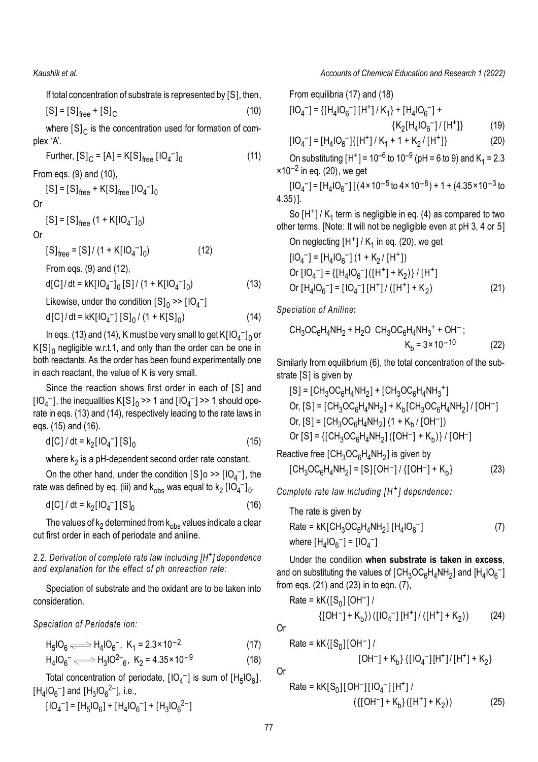If total concentration of substrate is represented by [S], then,

$$[S] = [S]_{free} + [S]_C \quad (10)$$

where $[S]_C$ is the concentration used for formation of complex 'A'.

Further, $[S]_C = [A] = K[S]_{free}[IO_4^-]_0$ (11)

From eqs. (9) and (10),

$$[S] = [S]_{free} + K[S]_{free}[IO_4^-]_0$$

Or

$$[S] = [S]_{free}(1 + K[IO_4^-]_0)$$

Or

$$[S]_{free} = [S] / (1 + K[IO_4^-]_0) \quad (12)$$

From eqs. (9) and (12),

$$d[C]/dt = kK[IO_4^-]_0[S] / (1 + K[IO_4^-]_0) \quad (13)$$

Likewise, under the condition $[S]_0 >> [IO_4^-]$

$$d[C]/dt = kK[IO_4^-][S]_0 / (1 + K[S]_0) \quad (14)$$

In eqs. (13) and (14), K must be very small to get $K[IO_4^-]_0$ or $K[S]_0$ negligible w.r.t.1, and only than the order can be one in both reactants. As the order has been found experimentally one in each reactant, the value of K is very small.

Since the reaction shows first order in each of [S] and $[IO_4^-]$, the inequalities $K[S]_0 >> 1$ and $[IO_4^-] >> 1$ should operate in eqs. (13) and (14), respectively leading to the rate laws in eqs. (15) and (16).

$$d[C]/dt = k_2[IO_4^-][S]_0 \quad (15)$$

where $k_2$ is a pH-dependent second order rate constant.

On the other hand, under the condition $[S]o >> [IO_4^-]$, the rate was defined by eq. (iii) and $k_{obs}$ was equal to $k_2[IO_4^-]_0$.

$$d[C]/dt = k_2[IO_4^-][S]_0 \quad (16)$$

The values of $k_2$ determined from $k_{obs}$ values indicate a clear cut first order in each of periodate and aniline.

### *2.2. Derivation of complete rate law including $[H^+]$ dependence and explanation for the effect of ph onreaction rate:*

Speciation of substrate and the oxidant are to be taken into consideration.

*Speciation of Periodate ion:*

$$H_5IO_6 \rightleftharpoons H_4IO_6^-, \; K_1 = 2.3\times10^{-2} \quad (17)$$

$$H_4IO_6^- \rightleftharpoons H_3IO^{2-}{}_6, \; K_2 = 4.35\times10^{-9} \quad (18)$$

Total concentration of periodate, $[IO_4^-]$ is sum of $[H_5IO_6]$, $[H_4IO_6^-]$ and $[H_3IO_6^{2-}]$, i.e.,

$$[IO_4^-] = [H_5IO_6] + [H_4IO_6^-] + [H_3IO_6^{2-}]$$

From equilibria (17) and (18)

$$[IO_4^-] = \{[H_4IO_6^-][H^+]/K_1\} + [H_4IO_6^-] + \{K_2[H_4IO_6^-]/[H^+]\} \quad (19)$$

$$[IO_4^-] = [H_4IO_6^-]\{[H^+]/K_1 + 1 + K_2/[H^+]\} \quad (20)$$

On substituting $[H^+] = 10^{-6}$ to $10^{-9}$ (pH = 6 to 9) and $K_1 = 2.3\times10^{-2}$ in eq. (20), we get

$[IO_4^-] = [H_4IO_6^-][(4\times10^{-5}$ to $4\times10^{-8}) + 1 + (4.35\times10^{-3}$ to $4.35)]$.

So $[H^+]/K_1$ term is negligible in eq. (4) as compared to two other terms. [Note: It will not be negligible even at pH 3, 4 or 5]

On neglecting $[H^+]/K_1$ in eq. (20), we get

$$[IO_4^-] = [H_4IO_6^-](1 + K_2/[H^+])$$

Or $[IO_4^-] = \{[H_4IO_6^-]([H^+] + K_2)\}/[H^+]$

Or $[H_4IO_6^-] = [IO_4^-][H^+]/([H^+] + K_2)$ (21)

*Speciation of Aniline*:

$$CH_3OC_6H_4NH_2 + H_2O \; CH_3OC_6H_4NH_3^+ + OH^-; \; K_b = 3\times10^{-10} \quad (22)$$

Similarly from equilibrium (6), the total concentration of the substrate [S] is given by

$$[S] = [CH_3OC_6H_4NH_2] + [CH_3OC_6H_4NH_3^+]$$

Or, $[S] = [CH_3OC_6H_4NH_2] + K_b[CH_3OC_6H_4NH_2]/[OH^-]$

Or, $[S] = [CH_3OC_6H_4NH_2](1 + K_b/[OH^-])$

Or $[S] = \{[CH_3OC_6H_4NH_2]([OH^-] + K_b)\}/[OH^-]$

Reactive free $[CH_3OC_6H_4NH_2]$ is given by

$$[CH_3OC_6H_4NH_2] = [S][OH^-]/\{[OH^-] + K_b\} \quad (23)$$

*Complete rate law including $[H^+]$ dependence:*

The rate is given by

$$Rate = kK[CH_3OC_6H_4NH_2][H_4IO_6^-] \quad (7)$$

where $[H_4IO_6^-] = [IO_4^-]$

Under the condition **when substrate is taken in excess**, and on substituting the values of $[CH_3OC_6H_4NH_2]$ and $[H_4IO_6^-]$ from eqs. (21) and (23) in to eqn. (7),

$$Rate = kK([S_0][OH^-]/\{[OH^-] + K_b\})([IO_4^-][H^+]/([H^+] + K_2)) \quad (24)$$

Or

$$Rate = kK\{[S_0][OH^-]/[OH^-] + K_b\}\{[IO_4^-][H^+]/[H^+] + K_2\}$$

Or

$$Rate = kK[S_0][OH^-][IO_4^-][H^+]/(\{[OH^-] + K_b\}([H^+] + K_2)) \quad (25)$$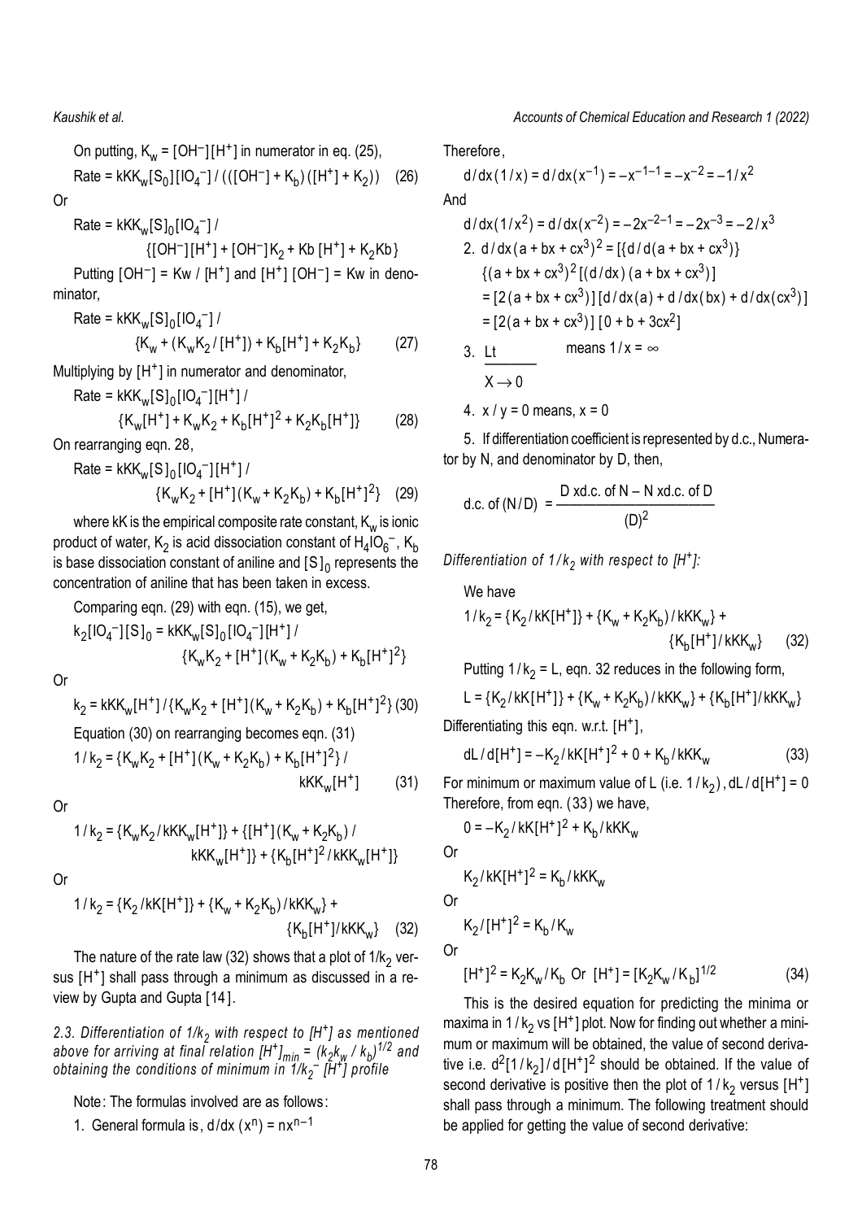On putting, $K_w = [OH^-][H^+]$ in numerator in eq. (25),

$$\text{Rate} = kKK_w[S_0][IO_4^-] / (([OH^-] + K_b)([H^+] + K_2)) \quad (26)$$

Or

$$\text{Rate} = kKK_w[S]_0[IO_4^-] / \{[OH^-][H^+] + [OH^-]K_2 + Kb\,[H^+] + K_2Kb\}$$

Putting $[OH^-] = Kw / [H^+]$ and $[H^+][OH^-] = Kw$ in denominator,

$$\text{Rate} = kKK_w[S]_0[IO_4^-] / \{K_w + (K_wK_2 / [H^+]) + K_b[H^+] + K_2K_b\} \quad (27)$$

Multiplying by $[H^+]$ in numerator and denominator,

$$\text{Rate} = kKK_w[S]_0[IO_4^-][H^+] / \{K_w[H^+] + K_wK_2 + K_b[H^+]^2 + K_2K_b[H^+]\} \quad (28)$$

On rearranging eqn. 28,

$$\text{Rate} = kKK_w[S]_0[IO_4^-][H^+] / \{K_wK_2 + [H^+](K_w + K_2K_b) + K_b[H^+]^2\} \quad (29)$$

where kK is the empirical composite rate constant, $K_w$ is ionic product of water, $K_2$ is acid dissociation constant of $H_4IO_6^-$, $K_b$ is base dissociation constant of aniline and $[S]_0$ represents the concentration of aniline that has been taken in excess.

Comparing eqn. (29) with eqn. (15), we get,

$$k_2[IO_4^-][S]_0 = kKK_w[S]_0[IO_4^-][H^+] / \{K_wK_2 + [H^+](K_w + K_2K_b) + K_b[H^+]^2\}$$

Or

$$k_2 = kKK_w[H^+] / \{K_wK_2 + [H^+](K_w + K_2K_b) + K_b[H^+]^2\} \quad (30)$$

Equation (30) on rearranging becomes eqn. (31)

$$1/k_2 = \{K_wK_2 + [H^+](K_w + K_2K_b) + K_b[H^+]^2\} / kKK_w[H^+] \quad (31)$$

Or

$$1/k_2 = \{K_wK_2 / kKK_w[H^+]\} + \{[H^+](K_w + K_2K_b) / kKK_w[H^+]\} + \{K_b[H^+]^2 / kKK_w[H^+]\}$$

Or

$$1/k_2 = \{K_2 / kK[H^+]\} + \{K_w + K_2K_b) / kKK_w\} + \{K_b[H^+] / kKK_w\} \quad (32)$$

The nature of the rate law (32) shows that a plot of $1/k_2$ versus $[H^+]$ shall pass through a minimum as discussed in a review by Gupta and Gupta [14].

### *2.3. Differentiation of $1/k_2$ with respect to $[H^+]$ as mentioned above for arriving at final relation $[H^+]_{min} = (k_2k_w / k_b)^{1/2}$ and obtaining the conditions of minimum in $1/k_2^-$ $[H^+]$ profile*

Note: The formulas involved are as follows:

1. General formula is, $d/dx\,(x^n) = nx^{n-1}$

Therefore,

$$d/dx\,(1/x) = d/dx(x^{-1}) = -x^{-1-1} = -x^{-2} = -1/x^2$$

And

$$d/dx(1/x^2) = d/dx(x^{-2}) = -2x^{-2-1} = -2x^{-3} = -2/x^3$$

2. $d/dx(a + bx + cx^3)^2 = [\{d/d(a + bx + cx^3)\}\{(a + bx + cx^3)^2[(d/dx)(a + bx + cx^3)]$
   $= [2(a + bx + cx^3)][d/dx(a) + d/dx(bx) + d/dx(cx^3)]$
   $= [2(a + bx + cx^3)][0 + b + 3cx^2]$

3. $\underset{X \to 0}{\text{Lt}}$ means $1/x = \infty$

4. $x/y = 0$ means, $x = 0$

5. If differentiation coefficient is represented by d.c., Numerator by N, and denominator by D, then,

$$\text{d.c. of } (N/D) = \frac{D \text{ xd.c. of } N - N \text{ xd.c. of } D}{(D)^2}$$

*Differentiation of $1/k_2$ with respect to $[H^+]$:*

We have

$$1/k_2 = \{K_2 / kK[H^+]\} + \{K_w + K_2K_b) / kKK_w\} + \{K_b[H^+] / kKK_w\} \quad (32)$$

Putting $1/k_2 = L$, eqn. 32 reduces in the following form,

$$L = \{K_2 / kK[H^+]\} + \{K_w + K_2K_b) / kKK_w\} + \{K_b[H^+] / kKK_w\}$$

Differentiating this eqn. w.r.t. $[H^+]$,

$$dL / d[H^+] = -K_2 / kK[H^+]^2 + 0 + K_b / kKK_w \quad (33)$$

For minimum or maximum value of L (i.e. $1/k_2$), $dL/d[H^+] = 0$ Therefore, from eqn. (33) we have,

$$0 = -K_2 / kK[H^+]^2 + K_b / kKK_w$$

Or

$$K_2 / kK[H^+]^2 = K_b / kKK_w$$

Or

$$K_2 / [H^+]^2 = K_b / K_w$$

Or

$$[H^+]^2 = K_2K_w / K_b \text{ Or } [H^+] = [K_2K_w / K_b]^{1/2} \quad (34)$$

This is the desired equation for predicting the minima or maxima in $1/k_2$ vs $[H^+]$ plot. Now for finding out whether a minimum or maximum will be obtained, the value of second derivative i.e. $d^2[1/k_2]/d[H^+]^2$ should be obtained. If the value of second derivative is positive then the plot of $1/k_2$ versus $[H^+]$ shall pass through a minimum. The following treatment should be applied for getting the value of second derivative: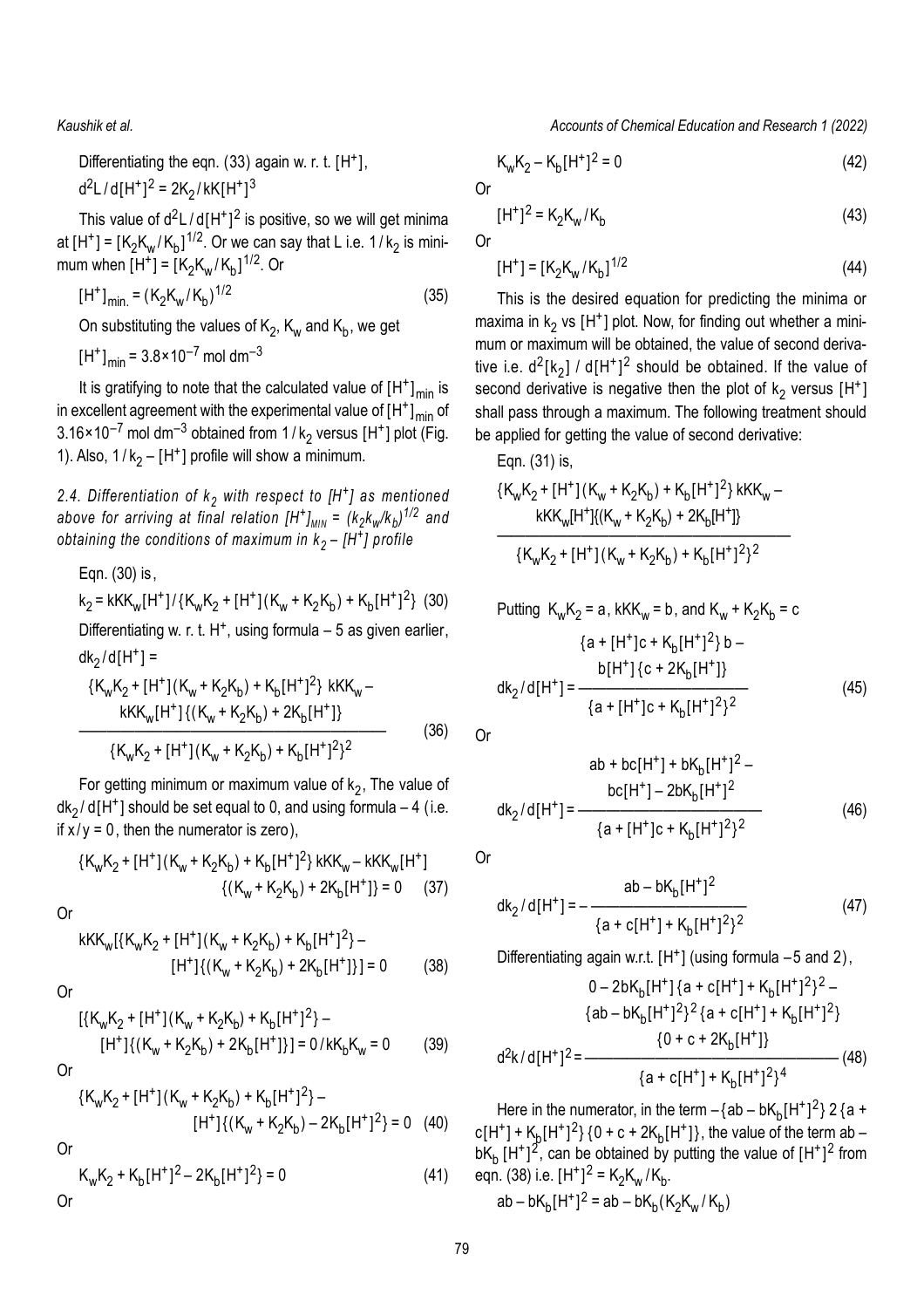Differentiating the eqn. (33) again w. r. t. $[H^+]$,

$d^2L/d[H^+]^2 = 2K_2/kK[H^+]^3$

This value of $d^2L/d[H^+]^2$ is positive, so we will get minima at $[H^+] = [K_2K_w/K_b]^{1/2}$. Or we can say that L i.e. $1/k_2$ is minimum when $[H^+] = [K_2K_w/K_b]^{1/2}$. Or

$$[H^+]_{min.} = (K_2K_w/K_b)^{1/2} \quad (35)$$

On substituting the values of $K_2$, $K_w$ and $K_b$, we get

$[H^+]_{min} = 3.8\times10^{-7}$ mol dm$^{-3}$

It is gratifying to note that the calculated value of $[H^+]_{min}$ is in excellent agreement with the experimental value of $[H^+]_{min}$ of $3.16\times10^{-7}$ mol dm$^{-3}$ obtained from $1/k_2$ versus $[H^+]$ plot (Fig. 1). Also, $1/k_2 - [H^+]$ profile will show a minimum.

### *2.4. Differentiation of $k_2$ with respect to $[H^+]$ as mentioned above for arriving at final relation $[H^+]_{MIN} = (k_2k_w/k_b)^{1/2}$ and obtaining the conditions of maximum in $k_2 - [H^+]$ profile*

Eqn. (30) is,

$$k_2 = kKK_w[H^+]/\{K_wK_2 + [H^+](K_w + K_2K_b) + K_b[H^+]^2\} \quad (30)$$

Differentiating w. r. t. $H^+$, using formula – 5 as given earlier,

$$dk_2/d[H^+] = \frac{\{K_wK_2 + [H^+](K_w + K_2K_b) + K_b[H^+]^2\}\, kKK_w - kKK_w[H^+]\{(K_w + K_2K_b) + 2K_b[H^+]\}}{\{K_wK_2 + [H^+](K_w + K_2K_b) + K_b[H^+]^2\}^2} \quad (36)$$

For getting minimum or maximum value of $k_2$, The value of $dk_2/d[H^+]$ should be set equal to 0, and using formula – 4 (i.e. if $x/y = 0$, then the numerator is zero),

$$\{K_wK_2 + [H^+](K_w + K_2K_b) + K_b[H^+]^2\}\, kKK_w - kKK_w[H^+]\{(K_w + K_2K_b) + 2K_b[H^+]\} = 0 \quad (37)$$

Or

$$kKK_w[\{K_wK_2 + [H^+](K_w + K_2K_b) + K_b[H^+]^2\} - [H^+]\{(K_w + K_2K_b) + 2K_b[H^+]\}] = 0 \quad (38)$$

Or

$$[\{K_wK_2 + [H^+](K_w + K_2K_b) + K_b[H^+]^2\} - [H^+]\{(K_w + K_2K_b) + 2K_b[H^+]\}] = 0/kK_bK_w = 0 \quad (39)$$

Or

$$\{K_wK_2 + [H^+](K_w + K_2K_b) + K_b[H^+]^2\} - [H^+]\{(K_w + K_2K_b) - 2K_b[H^+]^2\} = 0 \quad (40)$$

Or

$$K_wK_2 + K_b[H^+]^2 - 2K_b[H^+]^2\} = 0 \quad (41)$$

Or

$$K_wK_2 - K_b[H^+]^2 = 0 \quad (42)$$

Or

$$[H^+]^2 = K_2K_w/K_b \quad (43)$$

Or

$$[H^+] = [K_2K_w/K_b]^{1/2} \quad (44)$$

This is the desired equation for predicting the minima or maxima in $k_2$ vs $[H^+]$ plot. Now, for finding out whether a minimum or maximum will be obtained, the value of second derivative i.e. $d^2[k_2]/d[H^+]^2$ should be obtained. If the value of second derivative is negative then the plot of $k_2$ versus $[H^+]$ shall pass through a maximum. The following treatment should be applied for getting the value of second derivative:

Eqn. (31) is,

$$\frac{\{K_wK_2 + [H^+](K_w + K_2K_b) + K_b[H^+]^2\}\, kKK_w - kKK_w[H^+]\{(K_w + K_2K_b) + 2K_b[H^+]\}}{\{K_wK_2 + [H^+](K_w + K_2K_b) + K_b[H^+]^2\}^2}$$

Putting $K_wK_2 = a$, $kKK_w = b$, and $K_w + K_2K_b = c$

$$dk_2/d[H^+] = \frac{\{a + [H^+]c + K_b[H^+]^2\}\, b - b[H^+]\{c + 2K_b[H^+]\}}{\{a + [H^+]c + K_b[H^+]^2\}^2} \quad (45)$$

Or

$$dk_2/d[H^+] = \frac{ab + bc[H^+] + bK_b[H^+]^2 - bc[H^+] - 2bK_b[H^+]^2}{\{a + [H^+]c + K_b[H^+]^2\}^2} \quad (46)$$

Or

$$dk_2/d[H^+] = -\frac{ab - bK_b[H^+]^2}{\{a + c[H^+] + K_b[H^+]^2\}^2} \quad (47)$$

Differentiating again w.r.t. $[H^+]$ (using formula –5 and 2),

$$d^2k/d[H^+]^2 = \frac{0 - 2bK_b[H^+]\{a + c[H^+] + K_b[H^+]^2\}^2 - \{ab - bK_b[H^+]^2\}^2\{a + c[H^+] + K_b[H^+]^2\}\{0 + c + 2K_b[H^+]\}}{\{a + c[H^+] + K_b[H^+]^2\}^4} \quad (48)$$

Here in the numerator, in the term $-\{ab - bK_b[H^+]^2\}\, 2\{a + c[H^+] + K_b[H^+]^2\}\{0 + c + 2K_b[H^+]\}$, the value of the term $ab - bK_b[H^+]^2$, can be obtained by putting the value of $[H^+]^2$ from eqn. (38) i.e. $[H^+]^2 = K_2K_w/K_b$.

$$ab - bK_b[H^+]^2 = ab - bK_b(K_2K_w/K_b)$$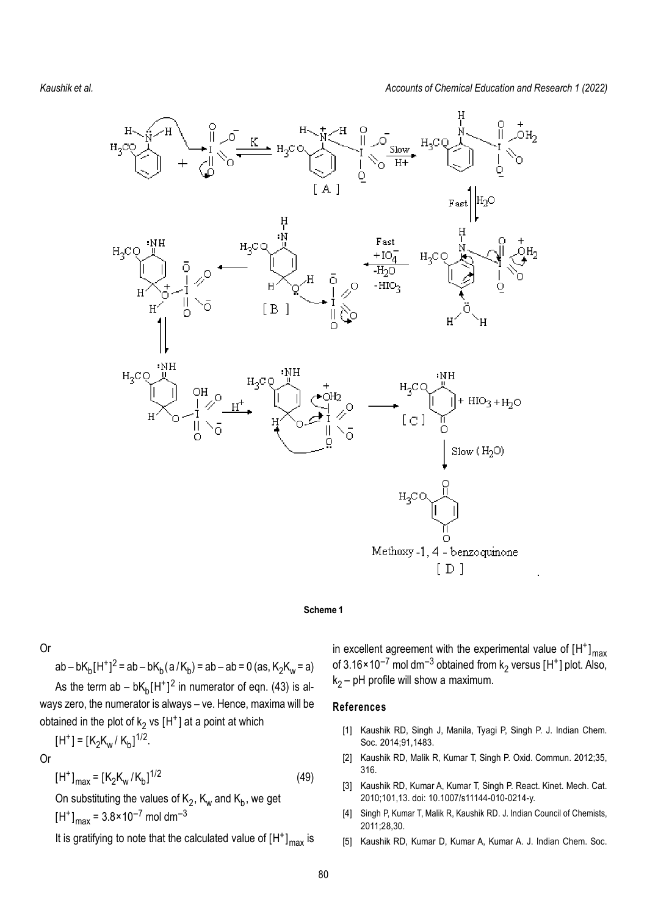**Scheme 1**

Or

$$ab - bK_b[H^+]^2 = ab - bK_b(a/K_b) = ab - ab = 0 \text{ (as, } K_2K_w = a)$$

As the term $ab - bK_b[H^+]^2$ in numerator of eqn. (43) is always zero, the numerator is always – ve. Hence, maxima will be obtained in the plot of $k_2$ vs $[H^+]$ at a point at which

$$[H^+] = [K_2K_w / K_b]^{1/2}.$$

Or

$$[H^+]_{max} = [K_2K_w / K_b]^{1/2} \quad (49)$$

On substituting the values of $K_2$, $K_w$ and $K_b$, we get

$[H^+]_{max} = 3.8\times10^{-7}$ mol dm$^{-3}$

It is gratifying to note that the calculated value of $[H^+]_{max}$ is in excellent agreement with the experimental value of $[H^+]_{max}$ of $3.16\times10^{-7}$ mol dm$^{-3}$ obtained from $k_2$ versus $[H^+]$ plot. Also, $k_2$ – pH profile will show a maximum.

## References

[1] Kaushik RD, Singh J, Manila, Tyagi P, Singh P. J. Indian Chem. Soc. 2014;91,1483.

[2] Kaushik RD, Malik R, Kumar T, Singh P. Oxid. Commun. 2012;35, 316.

[3] Kaushik RD, Kumar A, Kumar T, Singh P. React. Kinet. Mech. Cat. 2010;101,13. doi: 10.1007/s11144-010-0214-y.

[4] Singh P, Kumar T, Malik R, Kaushik RD. J. Indian Council of Chemists, 2011;28,30.

[5] Kaushik RD, Kumar D, Kumar A, Kumar A. J. Indian Chem. Soc.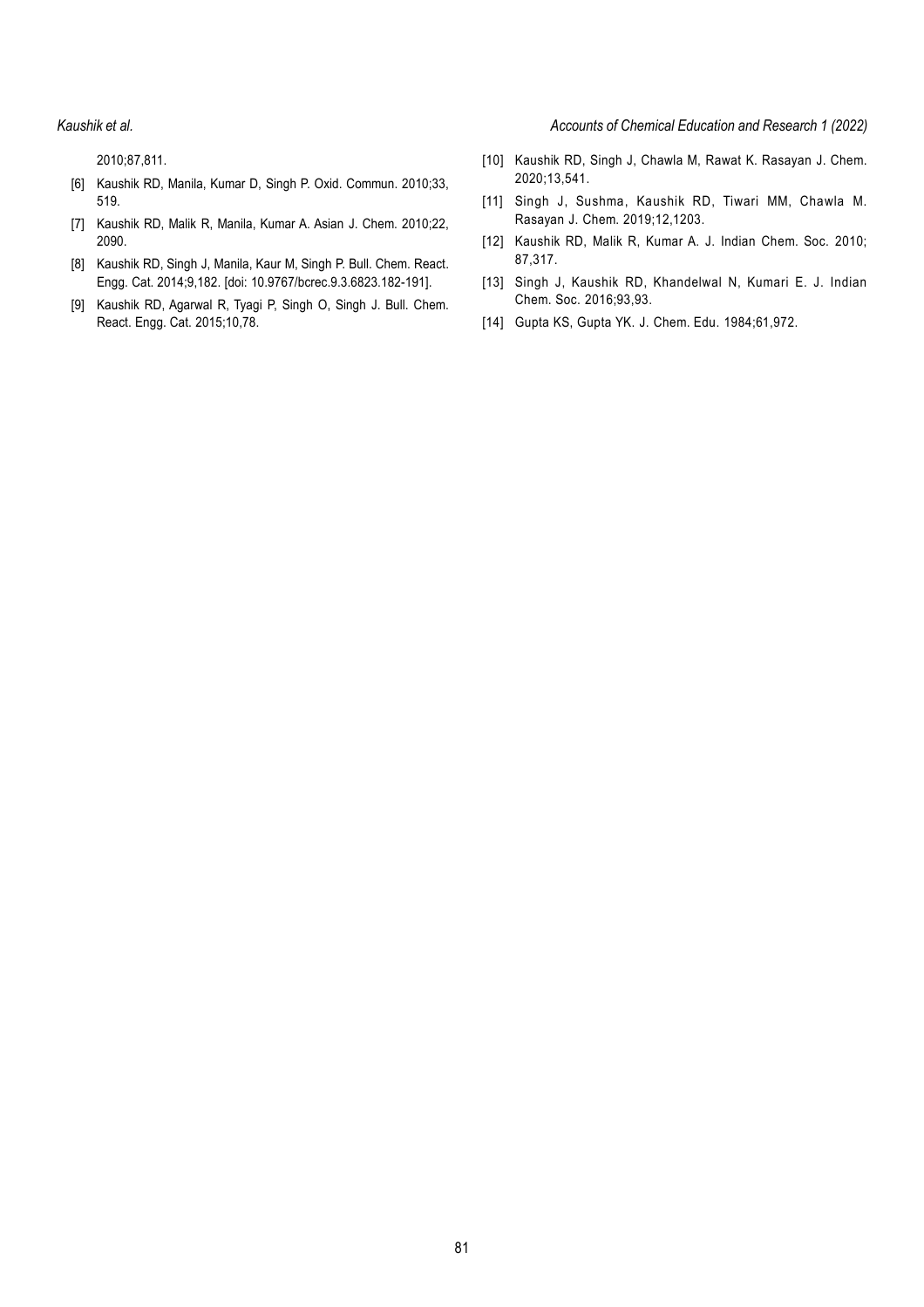2010;87,811.

[6] Kaushik RD, Manila, Kumar D, Singh P. Oxid. Commun. 2010;33, 519.

[7] Kaushik RD, Malik R, Manila, Kumar A. Asian J. Chem. 2010;22, 2090.

[8] Kaushik RD, Singh J, Manila, Kaur M, Singh P. Bull. Chem. React. Engg. Cat. 2014;9,182. [doi: 10.9767/bcrec.9.3.6823.182-191].

[9] Kaushik RD, Agarwal R, Tyagi P, Singh O, Singh J. Bull. Chem. React. Engg. Cat. 2015;10,78.

[10] Kaushik RD, Singh J, Chawla M, Rawat K. Rasayan J. Chem. 2020;13,541.

[11] Singh J, Sushma, Kaushik RD, Tiwari MM, Chawla M. Rasayan J. Chem. 2019;12,1203.

[12] Kaushik RD, Malik R, Kumar A. J. Indian Chem. Soc. 2010; 87,317.

[13] Singh J, Kaushik RD, Khandelwal N, Kumari E. J. Indian Chem. Soc. 2016;93,93.

[14] Gupta KS, Gupta YK. J. Chem. Edu. 1984;61,972.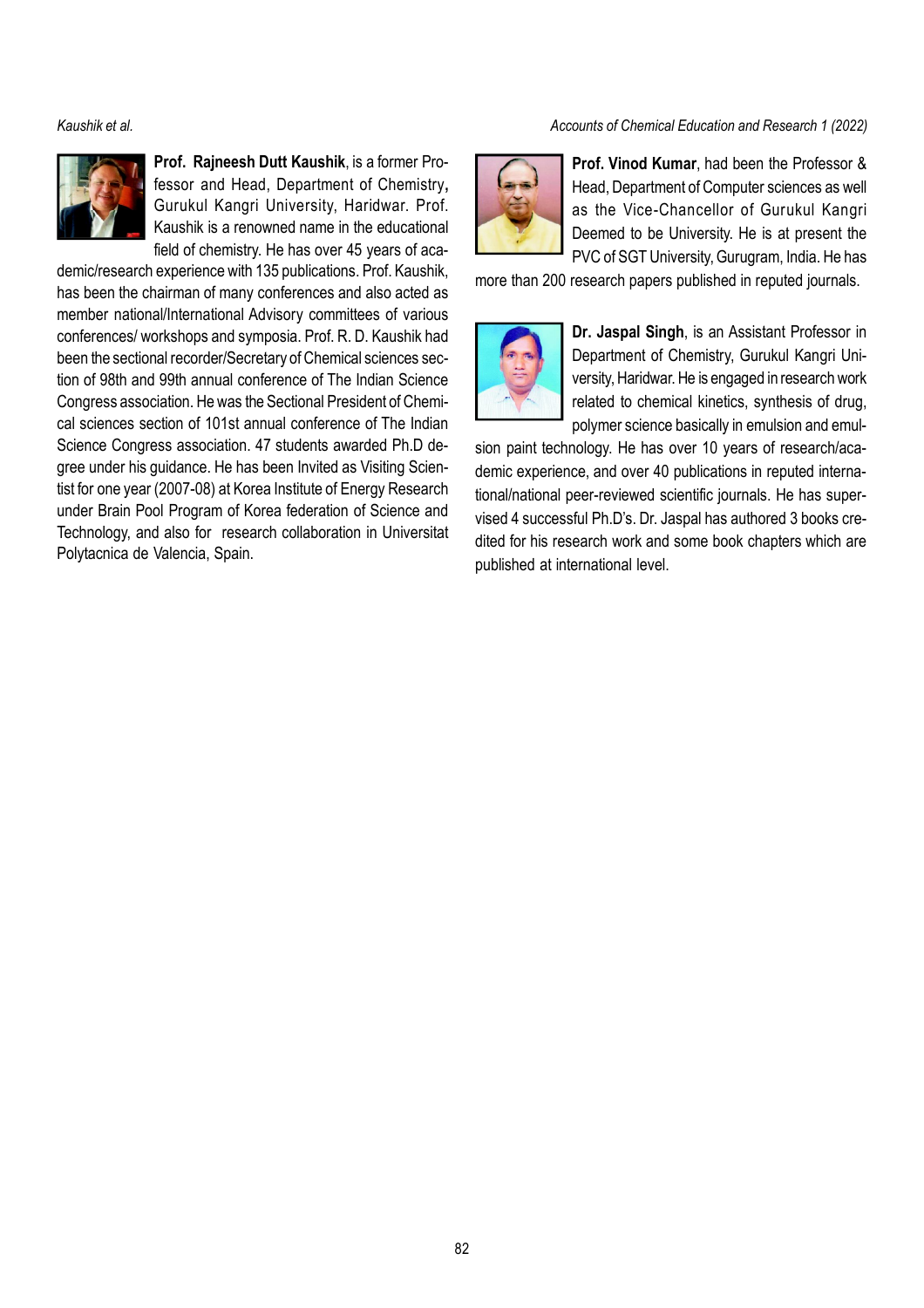**Prof. Rajneesh Dutt Kaushik**, is a former Professor and Head, Department of Chemistry, Gurukul Kangri University, Haridwar. Prof. Kaushik is a renowned name in the educational field of chemistry. He has over 45 years of academic/research experience with 135 publications. Prof. Kaushik, has been the chairman of many conferences and also acted as member national/International Advisory committees of various conferences/ workshops and symposia. Prof. R. D. Kaushik had been the sectional recorder/Secretary of Chemical sciences section of 98th and 99th annual conference of The Indian Science Congress association. He was the Sectional President of Chemical sciences section of 101st annual conference of The Indian Science Congress association. 47 students awarded Ph.D degree under his guidance. He has been Invited as Visiting Scientist for one year (2007-08) at Korea Institute of Energy Research under Brain Pool Program of Korea federation of Science and Technology, and also for research collaboration in Universitat Polytacnica de Valencia, Spain.

**Prof. Vinod Kumar**, had been the Professor & Head, Department of Computer sciences as well as the Vice-Chancellor of Gurukul Kangri Deemed to be University. He is at present the PVC of SGT University, Gurugram, India. He has more than 200 research papers published in reputed journals.

**Dr. Jaspal Singh**, is an Assistant Professor in Department of Chemistry, Gurukul Kangri University, Haridwar. He is engaged in research work related to chemical kinetics, synthesis of drug, polymer science basically in emulsion and emulsion paint technology. He has over 10 years of research/academic experience, and over 40 publications in reputed international/national peer-reviewed scientific journals. He has supervised 4 successful Ph.D's. Dr. Jaspal has authored 3 books credited for his research work and some book chapters which are published at international level.